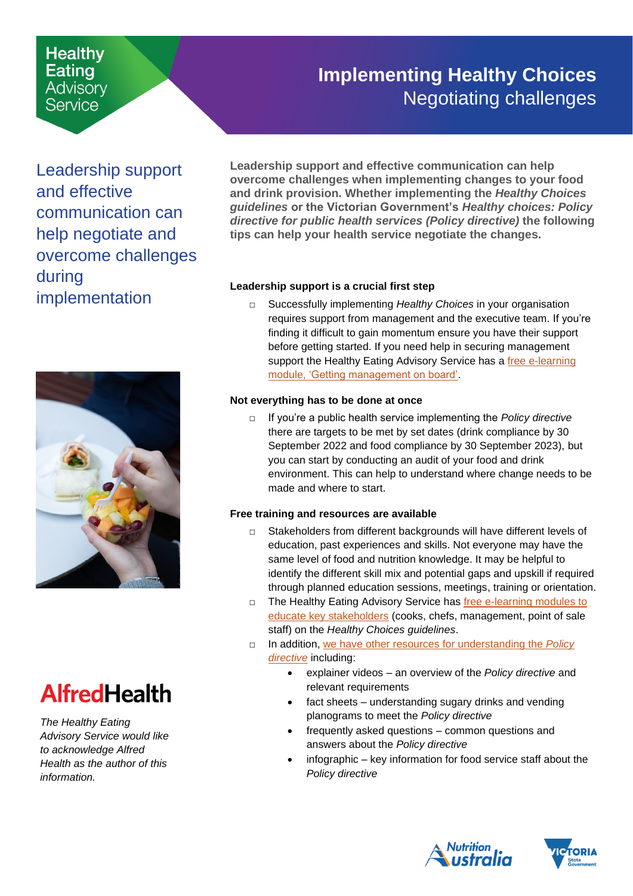Healthy Eating Advisory Service

# Implementing Healthy Choices
## Negotiating challenges

Leadership support and effective communication can help negotiate and overcome challenges during implementation

**Leadership support and effective communication can help overcome challenges when implementing changes to your food and drink provision. Whether implementing the *Healthy Choices guidelines* or the Victorian Government's *Healthy choices: Policy directive for public health services (Policy directive)* the following tips can help your health service negotiate the changes.**

### Leadership support is a crucial first step

- Successfully implementing *Healthy Choices* in your organisation requires support from management and the executive team. If you're finding it difficult to gain momentum ensure you have their support before getting started. If you need help in securing management support the Healthy Eating Advisory Service has a free e-learning module, 'Getting management on board'.

### Not everything has to be done at once

- If you're a public health service implementing the *Policy directive* there are targets to be met by set dates (drink compliance by 30 September 2022 and food compliance by 30 September 2023), but you can start by conducting an audit of your food and drink environment. This can help to understand where change needs to be made and where to start.

### Free training and resources are available

- Stakeholders from different backgrounds will have different levels of education, past experiences and skills. Not everyone may have the same level of food and nutrition knowledge. It may be helpful to identify the different skill mix and potential gaps and upskill if required through planned education sessions, meetings, training or orientation.
- The Healthy Eating Advisory Service has free e-learning modules to educate key stakeholders (cooks, chefs, management, point of sale staff) on the *Healthy Choices guidelines*.
- In addition, we have other resources for understanding the *Policy directive* including:
  - explainer videos – an overview of the *Policy directive* and relevant requirements
  - fact sheets – understanding sugary drinks and vending planograms to meet the *Policy directive*
  - frequently asked questions – common questions and answers about the *Policy directive*
  - infographic – key information for food service staff about the *Policy directive*

AlfredHealth

*The Healthy Eating Advisory Service would like to acknowledge Alfred Health as the author of this information.*

Nutrition Australia

Victoria State Government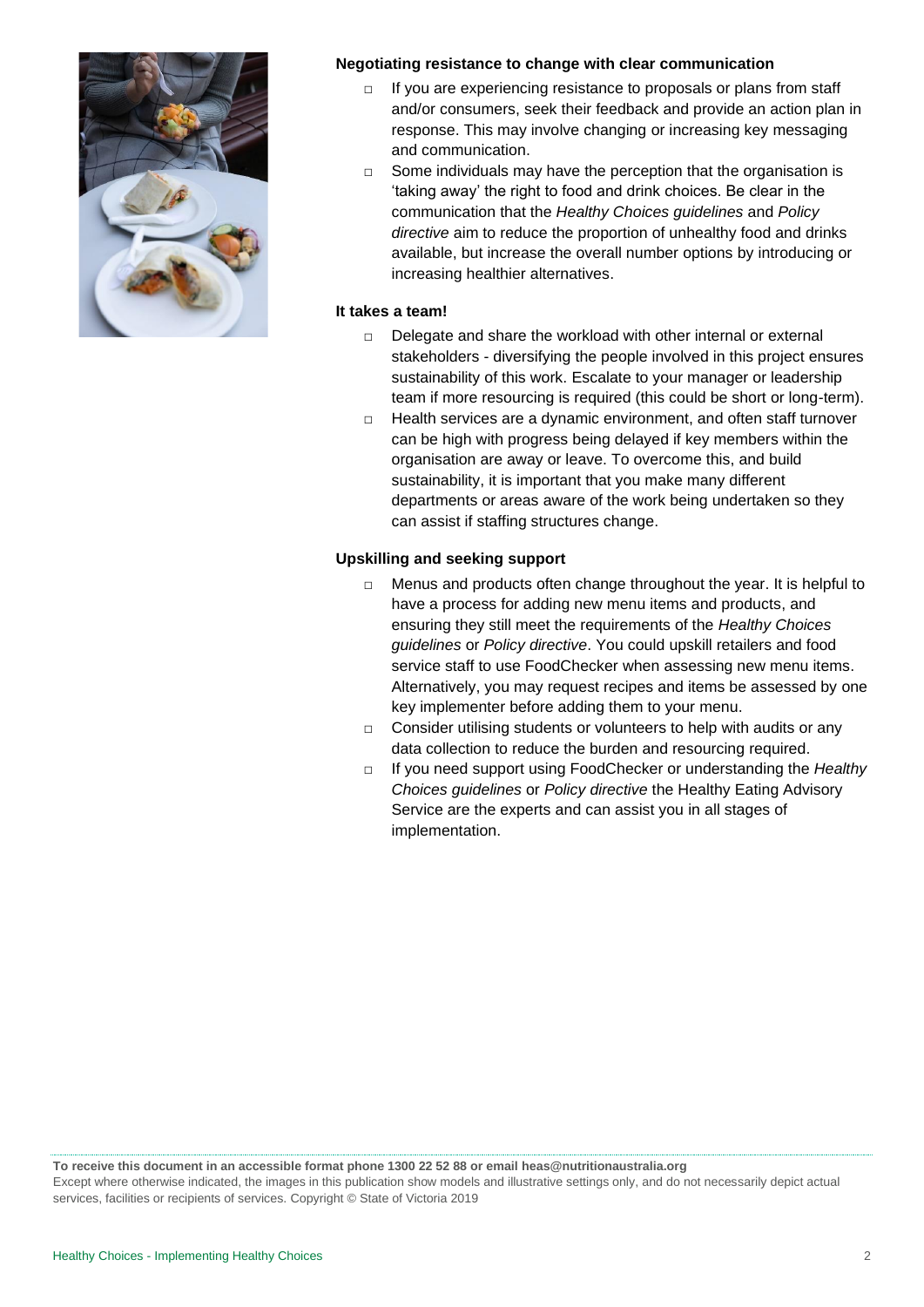### Negotiating resistance to change with clear communication

- If you are experiencing resistance to proposals or plans from staff and/or consumers, seek their feedback and provide an action plan in response. This may involve changing or increasing key messaging and communication.
- Some individuals may have the perception that the organisation is 'taking away' the right to food and drink choices. Be clear in the communication that the *Healthy Choices guidelines* and *Policy directive* aim to reduce the proportion of unhealthy food and drinks available, but increase the overall number options by introducing or increasing healthier alternatives.

### It takes a team!

- Delegate and share the workload with other internal or external stakeholders - diversifying the people involved in this project ensures sustainability of this work. Escalate to your manager or leadership team if more resourcing is required (this could be short or long-term).
- Health services are a dynamic environment, and often staff turnover can be high with progress being delayed if key members within the organisation are away or leave. To overcome this, and build sustainability, it is important that you make many different departments or areas aware of the work being undertaken so they can assist if staffing structures change.

### Upskilling and seeking support

- Menus and products often change throughout the year. It is helpful to have a process for adding new menu items and products, and ensuring they still meet the requirements of the *Healthy Choices guidelines* or *Policy directive*. You could upskill retailers and food service staff to use FoodChecker when assessing new menu items. Alternatively, you may request recipes and items be assessed by one key implementer before adding them to your menu.
- Consider utilising students or volunteers to help with audits or any data collection to reduce the burden and resourcing required.
- If you need support using FoodChecker or understanding the *Healthy Choices guidelines* or *Policy directive* the Healthy Eating Advisory Service are the experts and can assist you in all stages of implementation.

**To receive this document in an accessible format phone 1300 22 52 88 or email heas@nutritionaustralia.org**

Except where otherwise indicated, the images in this publication show models and illustrative settings only, and do not necessarily depict actual services, facilities or recipients of services. Copyright © State of Victoria 2019